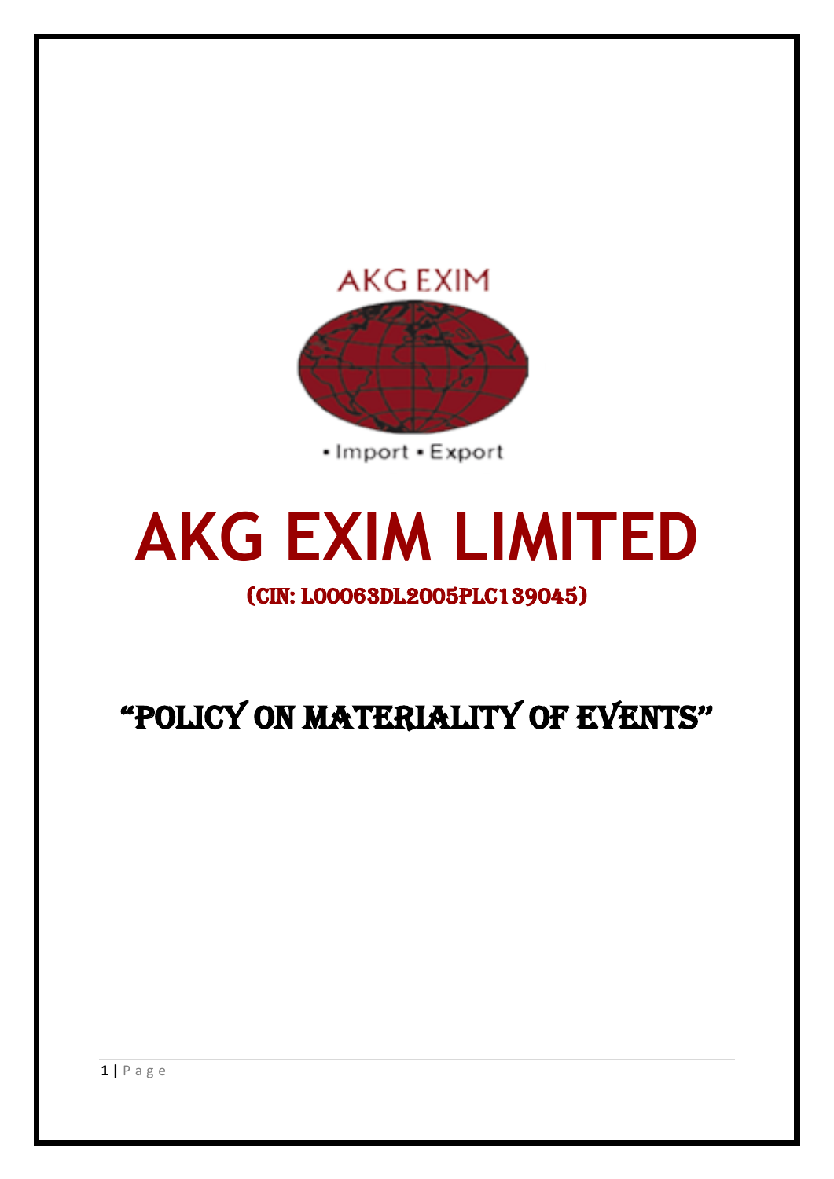AKG EXIM

• Import • Export

# AKG EXIM LIMITED

(CIN: L00063DL2005PLC139045)

## "POLICY ON MATERIALITY OF EVENTS"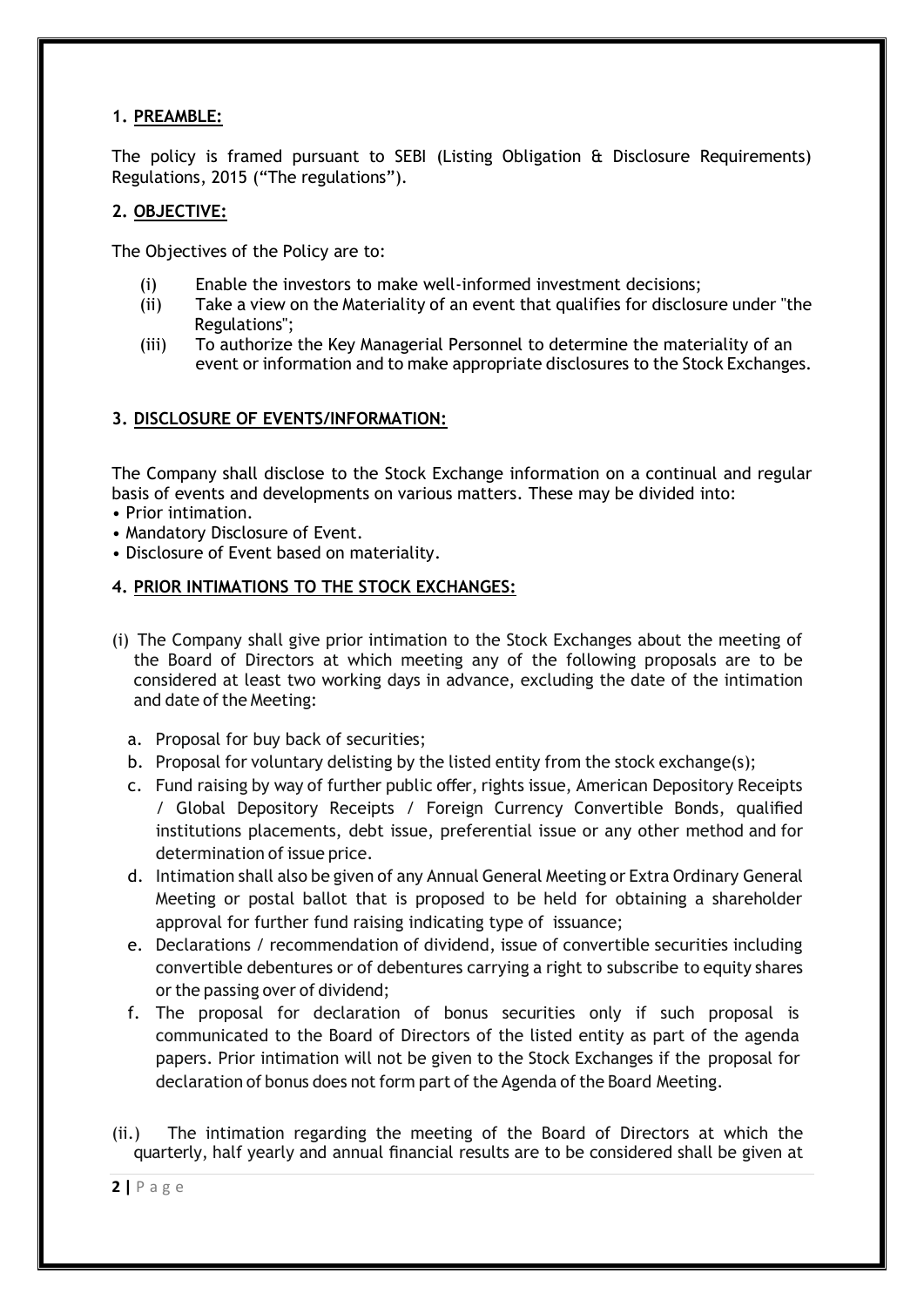## 1. PREAMBLE:

The policy is framed pursuant to SEBI (Listing Obligation & Disclosure Requirements) Regulations, 2015 ("The regulations").

## 2. OBJECTIVE:

The Objectives of the Policy are to:

(i) Enable the investors to make well-informed investment decisions;

(ii) Take a view on the Materiality of an event that qualifies for disclosure under "the Regulations";

(iii) To authorize the Key Managerial Personnel to determine the materiality of an event or information and to make appropriate disclosures to the Stock Exchanges.

## 3. DISCLOSURE OF EVENTS/INFORMATION:

The Company shall disclose to the Stock Exchange information on a continual and regular basis of events and developments on various matters. These may be divided into:

- Prior intimation.
- Mandatory Disclosure of Event.
- Disclosure of Event based on materiality.

## 4. PRIOR INTIMATIONS TO THE STOCK EXCHANGES:

(i) The Company shall give prior intimation to the Stock Exchanges about the meeting of the Board of Directors at which meeting any of the following proposals are to be considered at least two working days in advance, excluding the date of the intimation and date of the Meeting:

a. Proposal for buy back of securities;

b. Proposal for voluntary delisting by the listed entity from the stock exchange(s);

c. Fund raising by way of further public offer, rights issue, American Depository Receipts / Global Depository Receipts / Foreign Currency Convertible Bonds, qualified institutions placements, debt issue, preferential issue or any other method and for determination of issue price.

d. Intimation shall also be given of any Annual General Meeting or Extra Ordinary General Meeting or postal ballot that is proposed to be held for obtaining a shareholder approval for further fund raising indicating type of issuance;

e. Declarations / recommendation of dividend, issue of convertible securities including convertible debentures or of debentures carrying a right to subscribe to equity shares or the passing over of dividend;

f. The proposal for declaration of bonus securities only if such proposal is communicated to the Board of Directors of the listed entity as part of the agenda papers. Prior intimation will not be given to the Stock Exchanges if the proposal for declaration of bonus does not form part of the Agenda of the Board Meeting.

(ii.) The intimation regarding the meeting of the Board of Directors at which the quarterly, half yearly and annual financial results are to be considered shall be given at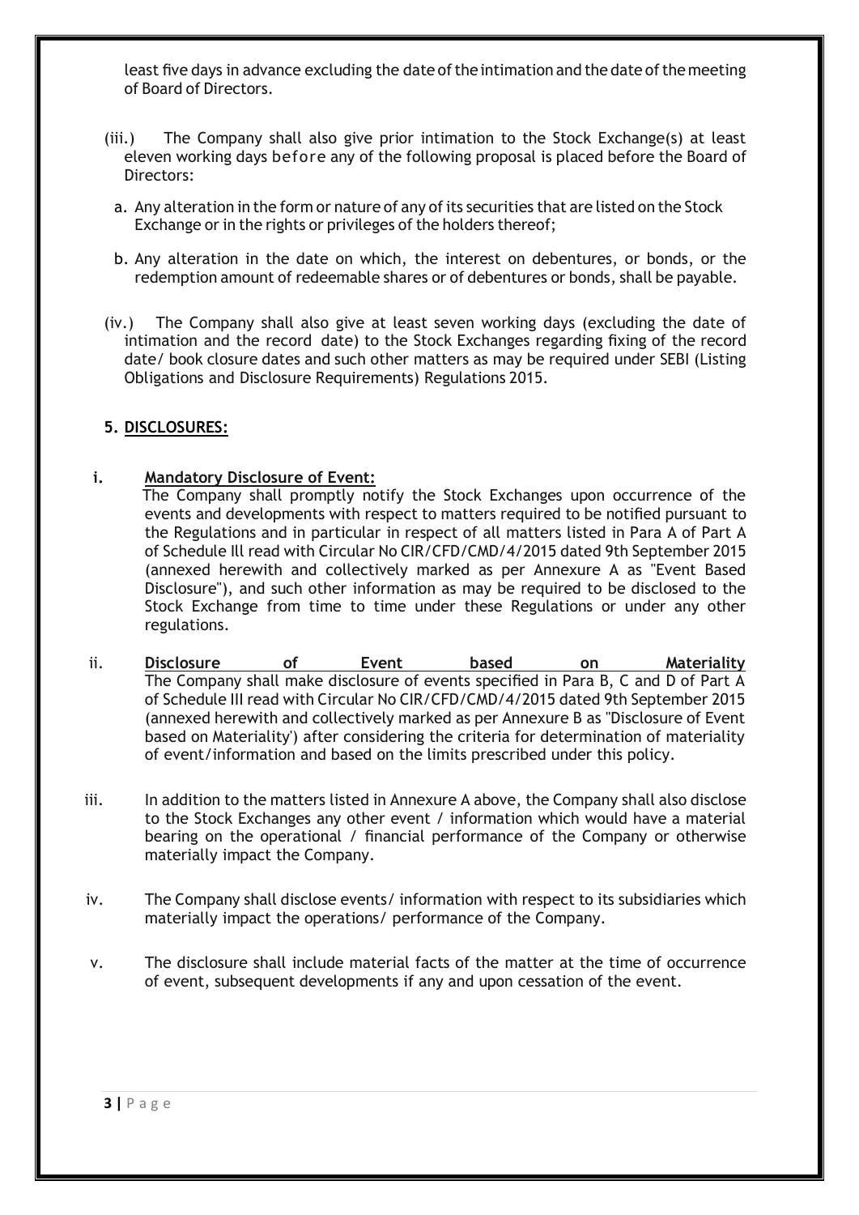least five days in advance excluding the date of the intimation and the date of the meeting of Board of Directors.

(iii.) The Company shall also give prior intimation to the Stock Exchange(s) at least eleven working days before any of the following proposal is placed before the Board of Directors:

a. Any alteration in the form or nature of any of its securities that are listed on the Stock Exchange or in the rights or privileges of the holders thereof;

b. Any alteration in the date on which, the interest on debentures, or bonds, or the redemption amount of redeemable shares or of debentures or bonds, shall be payable.

(iv.) The Company shall also give at least seven working days (excluding the date of intimation and the record date) to the Stock Exchanges regarding fixing of the record date/ book closure dates and such other matters as may be required under SEBI (Listing Obligations and Disclosure Requirements) Regulations 2015.

## 5. DISCLOSURES:

i. **Mandatory Disclosure of Event:**
The Company shall promptly notify the Stock Exchanges upon occurrence of the events and developments with respect to matters required to be notified pursuant to the Regulations and in particular in respect of all matters listed in Para A of Part A of Schedule Ill read with Circular No CIR/CFD/CMD/4/2015 dated 9th September 2015 (annexed herewith and collectively marked as per Annexure A as "Event Based Disclosure"), and such other information as may be required to be disclosed to the Stock Exchange from time to time under these Regulations or under any other regulations.

ii. **Disclosure of Event based on Materiality**
The Company shall make disclosure of events specified in Para B, C and D of Part A of Schedule III read with Circular No CIR/CFD/CMD/4/2015 dated 9th September 2015 (annexed herewith and collectively marked as per Annexure B as "Disclosure of Event based on Materiality') after considering the criteria for determination of materiality of event/information and based on the limits prescribed under this policy.

iii. In addition to the matters listed in Annexure A above, the Company shall also disclose to the Stock Exchanges any other event / information which would have a material bearing on the operational / financial performance of the Company or otherwise materially impact the Company.

iv. The Company shall disclose events/ information with respect to its subsidiaries which materially impact the operations/ performance of the Company.

v. The disclosure shall include material facts of the matter at the time of occurrence of event, subsequent developments if any and upon cessation of the event.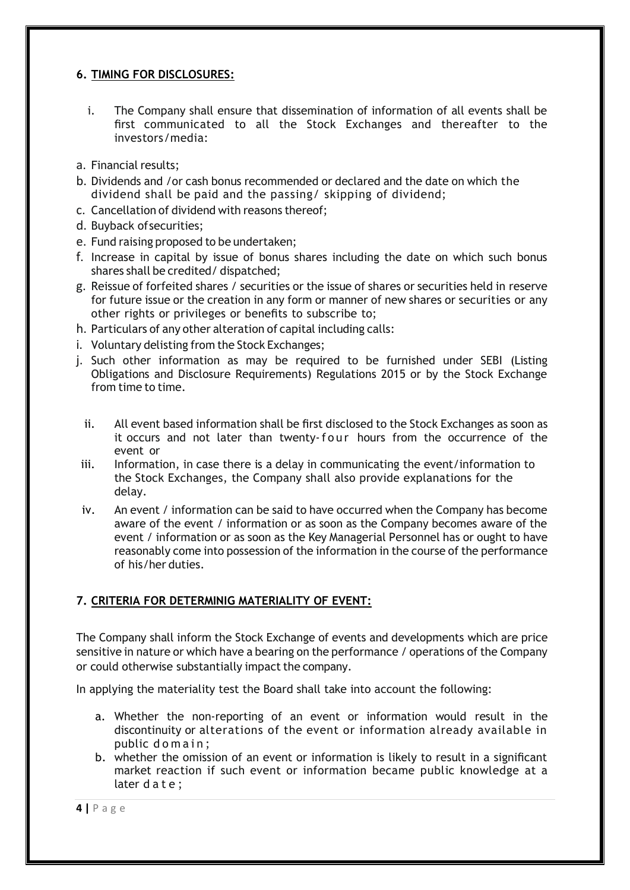## 6. TIMING FOR DISCLOSURES:

i. The Company shall ensure that dissemination of information of all events shall be first communicated to all the Stock Exchanges and thereafter to the investors/media:

a. Financial results;
b. Dividends and /or cash bonus recommended or declared and the date on which the dividend shall be paid and the passing/ skipping of dividend;
c. Cancellation of dividend with reasons thereof;
d. Buyback of securities;
e. Fund raising proposed to be undertaken;
f. Increase in capital by issue of bonus shares including the date on which such bonus shares shall be credited/ dispatched;
g. Reissue of forfeited shares / securities or the issue of shares or securities held in reserve for future issue or the creation in any form or manner of new shares or securities or any other rights or privileges or benefits to subscribe to;
h. Particulars of any other alteration of capital including calls:
i. Voluntary delisting from the Stock Exchanges;
j. Such other information as may be required to be furnished under SEBI (Listing Obligations and Disclosure Requirements) Regulations 2015 or by the Stock Exchange from time to time.

ii. All event based information shall be first disclosed to the Stock Exchanges as soon as it occurs and not later than twenty-four hours from the occurrence of the event or

iii. Information, in case there is a delay in communicating the event/information to the Stock Exchanges, the Company shall also provide explanations for the delay.

iv. An event / information can be said to have occurred when the Company has become aware of the event / information or as soon as the Company becomes aware of the event / information or as soon as the Key Managerial Personnel has or ought to have reasonably come into possession of the information in the course of the performance of his/her duties.

## 7. CRITERIA FOR DETERMINIG MATERIALITY OF EVENT:

The Company shall inform the Stock Exchange of events and developments which are price sensitive in nature or which have a bearing on the performance / operations of the Company or could otherwise substantially impact the company.

In applying the materiality test the Board shall take into account the following:

a. Whether the non-reporting of an event or information would result in the discontinuity or alterations of the event or information already available in public domain;
b. whether the omission of an event or information is likely to result in a significant market reaction if such event or information became public knowledge at a later date;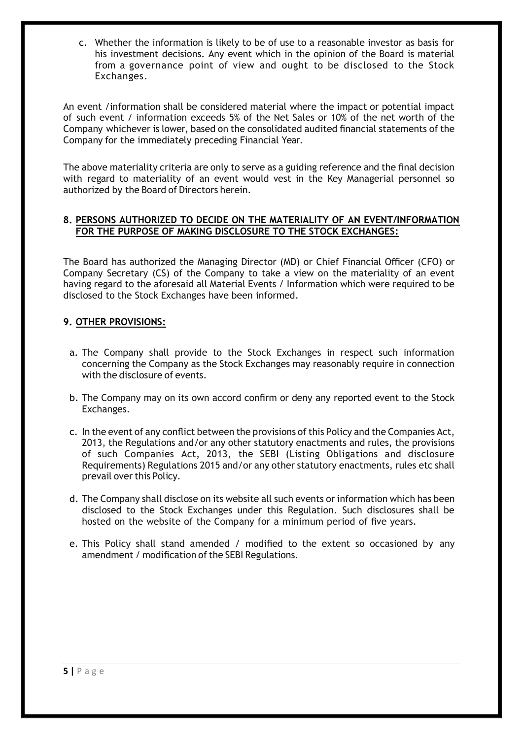c. Whether the information is likely to be of use to a reasonable investor as basis for his investment decisions. Any event which in the opinion of the Board is material from a governance point of view and ought to be disclosed to the Stock Exchanges.

An event /information shall be considered material where the impact or potential impact of such event / information exceeds 5% of the Net Sales or 10% of the net worth of the Company whichever is lower, based on the consolidated audited financial statements of the Company for the immediately preceding Financial Year.

The above materiality criteria are only to serve as a guiding reference and the final decision with regard to materiality of an event would vest in the Key Managerial personnel so authorized by the Board of Directors herein.

## 8. PERSONS AUTHORIZED TO DECIDE ON THE MATERIALITY OF AN EVENT/INFORMATION FOR THE PURPOSE OF MAKING DISCLOSURE TO THE STOCK EXCHANGES:

The Board has authorized the Managing Director (MD) or Chief Financial Officer (CFO) or Company Secretary (CS) of the Company to take a view on the materiality of an event having regard to the aforesaid all Material Events / Information which were required to be disclosed to the Stock Exchanges have been informed.

## 9. OTHER PROVISIONS:

a. The Company shall provide to the Stock Exchanges in respect such information concerning the Company as the Stock Exchanges may reasonably require in connection with the disclosure of events.

b. The Company may on its own accord confirm or deny any reported event to the Stock Exchanges.

c. In the event of any conflict between the provisions of this Policy and the Companies Act, 2013, the Regulations and/or any other statutory enactments and rules, the provisions of such Companies Act, 2013, the SEBI (Listing Obligations and disclosure Requirements) Regulations 2015 and/or any other statutory enactments, rules etc shall prevail over this Policy.

d. The Company shall disclose on its website all such events or information which has been disclosed to the Stock Exchanges under this Regulation. Such disclosures shall be hosted on the website of the Company for a minimum period of five years.

e. This Policy shall stand amended / modified to the extent so occasioned by any amendment / modification of the SEBI Regulations.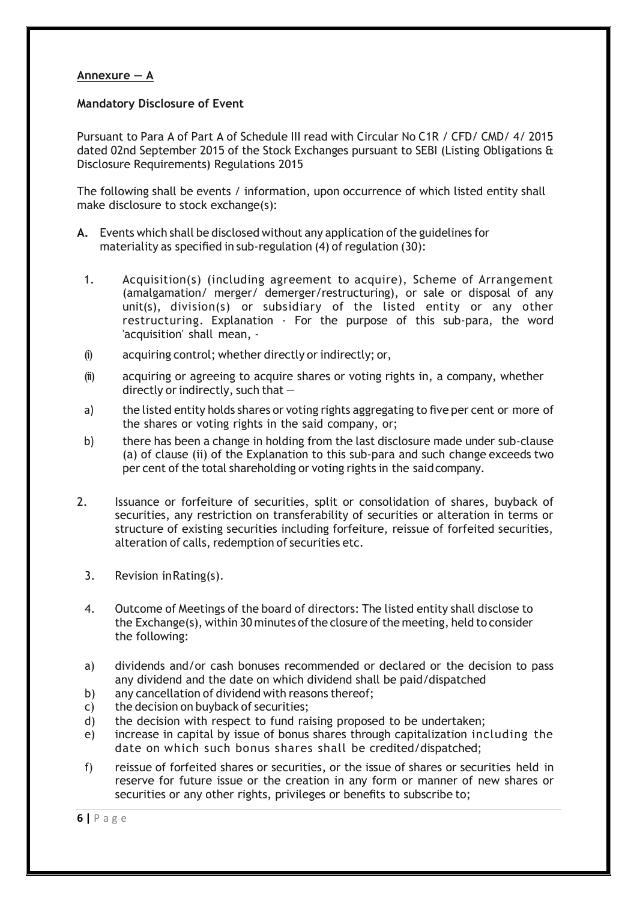**Annexure — A**

**Mandatory Disclosure of Event**

Pursuant to Para A of Part A of Schedule III read with Circular No C1R / CFD/ CMD/ 4/ 2015 dated 02nd September 2015 of the Stock Exchanges pursuant to SEBI (Listing Obligations & Disclosure Requirements) Regulations 2015

The following shall be events / information, upon occurrence of which listed entity shall make disclosure to stock exchange(s):

**A.** Events which shall be disclosed without any application of the guidelines for materiality as specified in sub-regulation (4) of regulation (30):

1. Acquisition(s) (including agreement to acquire), Scheme of Arrangement (amalgamation/ merger/ demerger/restructuring), or sale or disposal of any unit(s), division(s) or subsidiary of the listed entity or any other restructuring. Explanation - For the purpose of this sub-para, the word 'acquisition' shall mean, -

   (i) acquiring control; whether directly or indirectly; or,

   (ii) acquiring or agreeing to acquire shares or voting rights in, a company, whether directly or indirectly, such that —

   a) the listed entity holds shares or voting rights aggregating to five per cent or more of the shares or voting rights in the said company, or;

   b) there has been a change in holding from the last disclosure made under sub-clause (a) of clause (ii) of the Explanation to this sub-para and such change exceeds two per cent of the total shareholding or voting rights in the said company.

2. Issuance or forfeiture of securities, split or consolidation of shares, buyback of securities, any restriction on transferability of securities or alteration in terms or structure of existing securities including forfeiture, reissue of forfeited securities, alteration of calls, redemption of securities etc.

3. Revision in Rating(s).

4. Outcome of Meetings of the board of directors: The listed entity shall disclose to the Exchange(s), within 30 minutes of the closure of the meeting, held to consider the following:

   a) dividends and/or cash bonuses recommended or declared or the decision to pass any dividend and the date on which dividend shall be paid/dispatched
   b) any cancellation of dividend with reasons thereof;
   c) the decision on buyback of securities;
   d) the decision with respect to fund raising proposed to be undertaken;
   e) increase in capital by issue of bonus shares through capitalization including the date on which such bonus shares shall be credited/dispatched;
   f) reissue of forfeited shares or securities, or the issue of shares or securities held in reserve for future issue or the creation in any form or manner of new shares or securities or any other rights, privileges or benefits to subscribe to;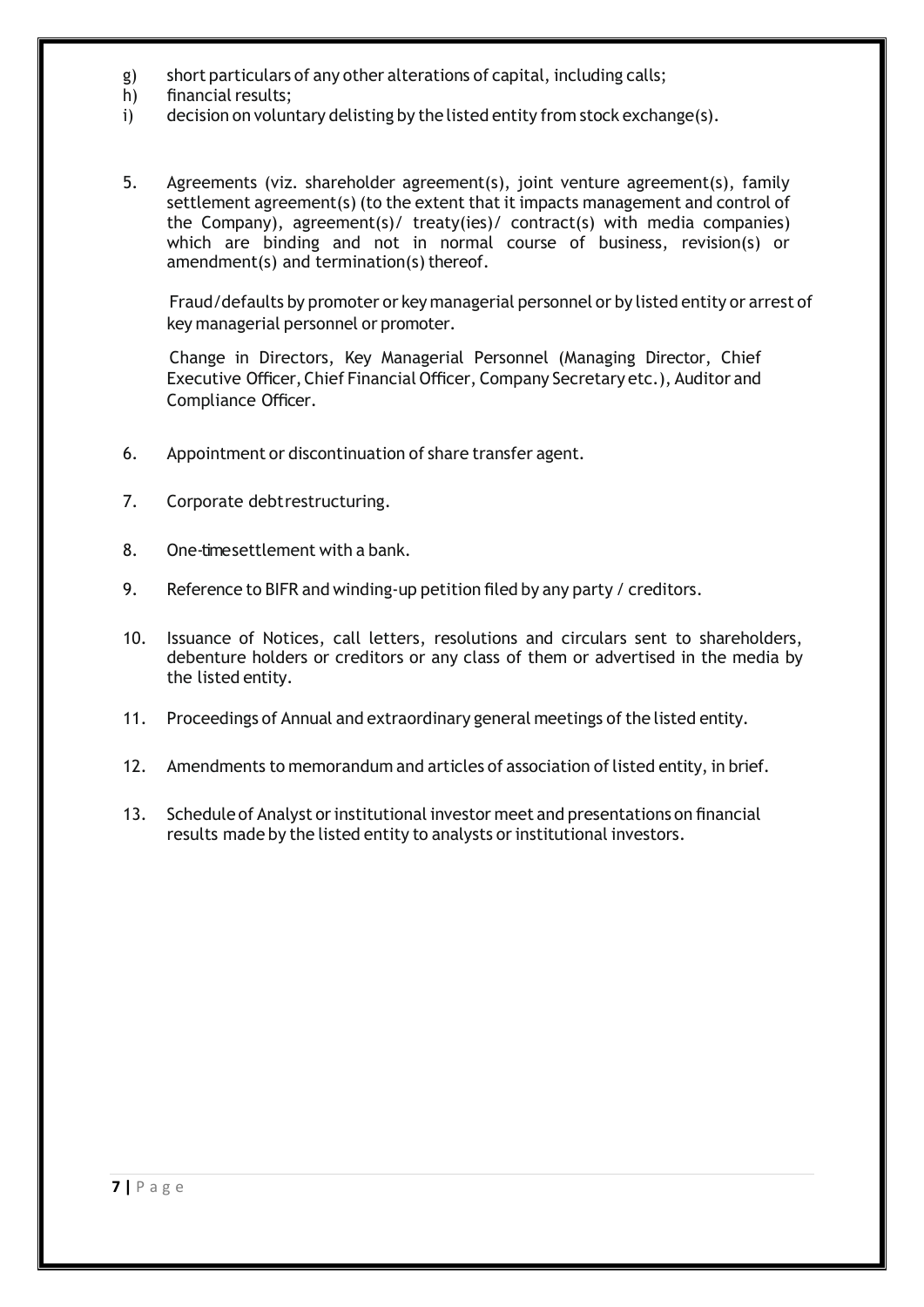g) short particulars of any other alterations of capital, including calls;
h) financial results;
i) decision on voluntary delisting by the listed entity from stock exchange(s).

5. Agreements (viz. shareholder agreement(s), joint venture agreement(s), family settlement agreement(s) (to the extent that it impacts management and control of the Company), agreement(s)/ treaty(ies)/ contract(s) with media companies) which are binding and not in normal course of business, revision(s) or amendment(s) and termination(s) thereof.

   Fraud/defaults by promoter or key managerial personnel or by listed entity or arrest of key managerial personnel or promoter.

   Change in Directors, Key Managerial Personnel (Managing Director, Chief Executive Officer, Chief Financial Officer, Company Secretary etc.), Auditor and Compliance Officer.

6. Appointment or discontinuation of share transfer agent.

7. Corporate debtrestructuring.

8. One-timesettlement with a bank.

9. Reference to BIFR and winding-up petition filed by any party / creditors.

10. Issuance of Notices, call letters, resolutions and circulars sent to shareholders, debenture holders or creditors or any class of them or advertised in the media by the listed entity.

11. Proceedings of Annual and extraordinary general meetings of the listed entity.

12. Amendments to memorandum and articles of association of listed entity, in brief.

13. Schedule of Analyst or institutional investor meet and presentations on financial results made by the listed entity to analysts or institutional investors.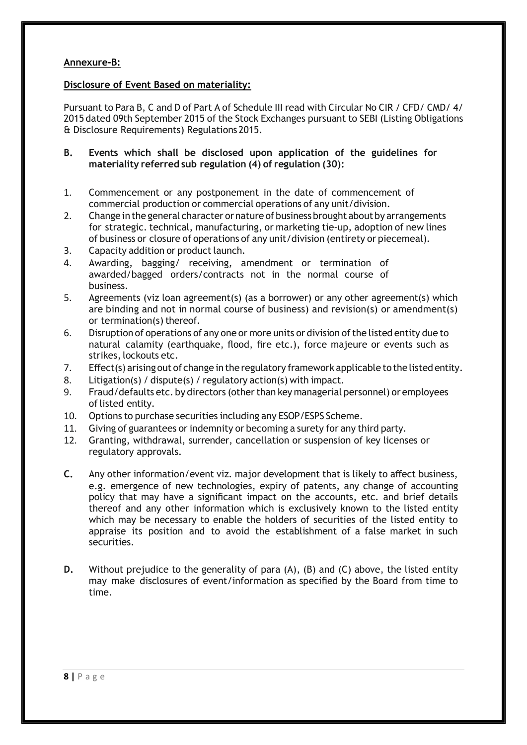**Annexure-B:**

**Disclosure of Event Based on materiality:**

Pursuant to Para B, C and D of Part A of Schedule III read with Circular No CIR / CFD/ CMD/ 4/ 2015 dated 09th September 2015 of the Stock Exchanges pursuant to SEBI (Listing Obligations & Disclosure Requirements) Regulations 2015.

**B. Events which shall be disclosed upon application of the guidelines for materiality referred sub regulation (4) of regulation (30):**

1. Commencement or any postponement in the date of commencement of commercial production or commercial operations of any unit/division.
2. Change in the general character or nature of business brought about by arrangements for strategic. technical, manufacturing, or marketing tie-up, adoption of new lines of business or closure of operations of any unit/division (entirety or piecemeal).
3. Capacity addition or product launch.
4. Awarding, bagging/ receiving, amendment or termination of awarded/bagged orders/contracts not in the normal course of business.
5. Agreements (viz loan agreement(s) (as a borrower) or any other agreement(s) which are binding and not in normal course of business) and revision(s) or amendment(s) or termination(s) thereof.
6. Disruption of operations of any one or more units or division of the listed entity due to natural calamity (earthquake, flood, fire etc.), force majeure or events such as strikes, lockouts etc.
7. Effect(s) arising out of change in the regulatory framework applicable to the listed entity.
8. Litigation(s) / dispute(s) / regulatory action(s) with impact.
9. Fraud/defaults etc. by directors (other than key managerial personnel) or employees of listed entity.
10. Options to purchase securities including any ESOP/ESPS Scheme.
11. Giving of guarantees or indemnity or becoming a surety for any third party.
12. Granting, withdrawal, surrender, cancellation or suspension of key licenses or regulatory approvals.

**C.** Any other information/event viz. major development that is likely to affect business, e.g. emergence of new technologies, expiry of patents, any change of accounting policy that may have a significant impact on the accounts, etc. and brief details thereof and any other information which is exclusively known to the listed entity which may be necessary to enable the holders of securities of the listed entity to appraise its position and to avoid the establishment of a false market in such securities.

**D.** Without prejudice to the generality of para (A), (B) and (C) above, the listed entity may make disclosures of event/information as specified by the Board from time to time.